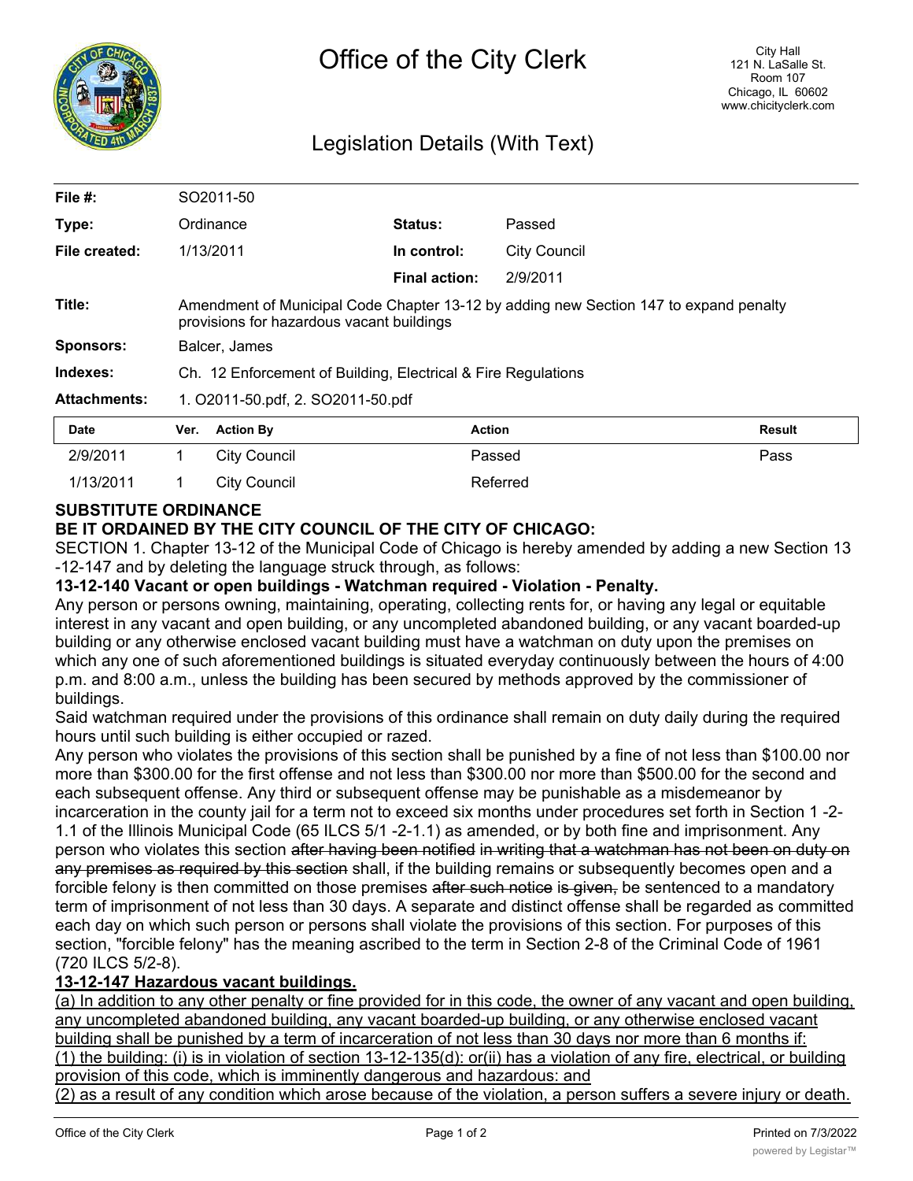# Office of the City Clerk

City Hall
121 N. LaSalle St.
Room 107
Chicago, IL 60602
www.chicityclerk.com

## Legislation Details (With Text)

| | | | |
|---|---|---|---|
| **File #:** | SO2011-50 | | |
| **Type:** | Ordinance | **Status:** | Passed |
| **File created:** | 1/13/2011 | **In control:** | City Council |
| | | **Final action:** | 2/9/2011 |
| **Title:** | Amendment of Municipal Code Chapter 13-12 by adding new Section 147 to expand penalty provisions for hazardous vacant buildings | | |
| **Sponsors:** | Balcer, James | | |
| **Indexes:** | Ch. 12 Enforcement of Building, Electrical & Fire Regulations | | |
| **Attachments:** | 1. O2011-50.pdf, 2. SO2011-50.pdf | | |

| Date | Ver. | Action By | Action | Result |
|---|---|---|---|---|
| 2/9/2011 | 1 | City Council | Passed | Pass |
| 1/13/2011 | 1 | City Council | Referred | |

**SUBSTITUTE ORDINANCE**

**BE IT ORDAINED BY THE CITY COUNCIL OF THE CITY OF CHICAGO:**

SECTION 1. Chapter 13-12 of the Municipal Code of Chicago is hereby amended by adding a new Section 13-12-147 and by deleting the language struck through, as follows:

**13-12-140 Vacant or open buildings - Watchman required - Violation - Penalty.**

Any person or persons owning, maintaining, operating, collecting rents for, or having any legal or equitable interest in any vacant and open building, or any uncompleted abandoned building, or any vacant boarded-up building or any otherwise enclosed vacant building must have a watchman on duty upon the premises on which any one of such aforementioned buildings is situated everyday continuously between the hours of 4:00 p.m. and 8:00 a.m., unless the building has been secured by methods approved by the commissioner of buildings.

Said watchman required under the provisions of this ordinance shall remain on duty daily during the required hours until such building is either occupied or razed.

Any person who violates the provisions of this section shall be punished by a fine of not less than $100.00 nor more than $300.00 for the first offense and not less than $300.00 nor more than $500.00 for the second and each subsequent offense. Any third or subsequent offense may be punishable as a misdemeanor by incarceration in the county jail for a term not to exceed six months under procedures set forth in Section 1-2-1.1 of the Illinois Municipal Code (65 ILCS 5/1-2-1.1) as amended, or by both fine and imprisonment. Any person who violates this section ~~after having been notified in writing that a watchman has not been on duty on any premises as required by this section~~ shall, if the building remains or subsequently becomes open and a forcible felony is then committed on those premises ~~after such notice is given,~~ be sentenced to a mandatory term of imprisonment of not less than 30 days. A separate and distinct offense shall be regarded as committed each day on which such person or persons shall violate the provisions of this section. For purposes of this section, "forcible felony" has the meaning ascribed to the term in Section 2-8 of the Criminal Code of 1961 (720 ILCS 5/2-8).

<u>**13-12-147 Hazardous vacant buildings.**</u>

<u>(a) In addition to any other penalty or fine provided for in this code, the owner of any vacant and open building, any uncompleted abandoned building, any vacant boarded-up building, or any otherwise enclosed vacant building shall be punished by a term of incarceration of not less than 30 days nor more than 6 months if:</u>

<u>(1) the building: (i) is in violation of section 13-12-135(d): or(ii) has a violation of any fire, electrical, or building provision of this code, which is imminently dangerous and hazardous: and</u>

<u>(2) as a result of any condition which arose because of the violation, a person suffers a severe injury or death.</u>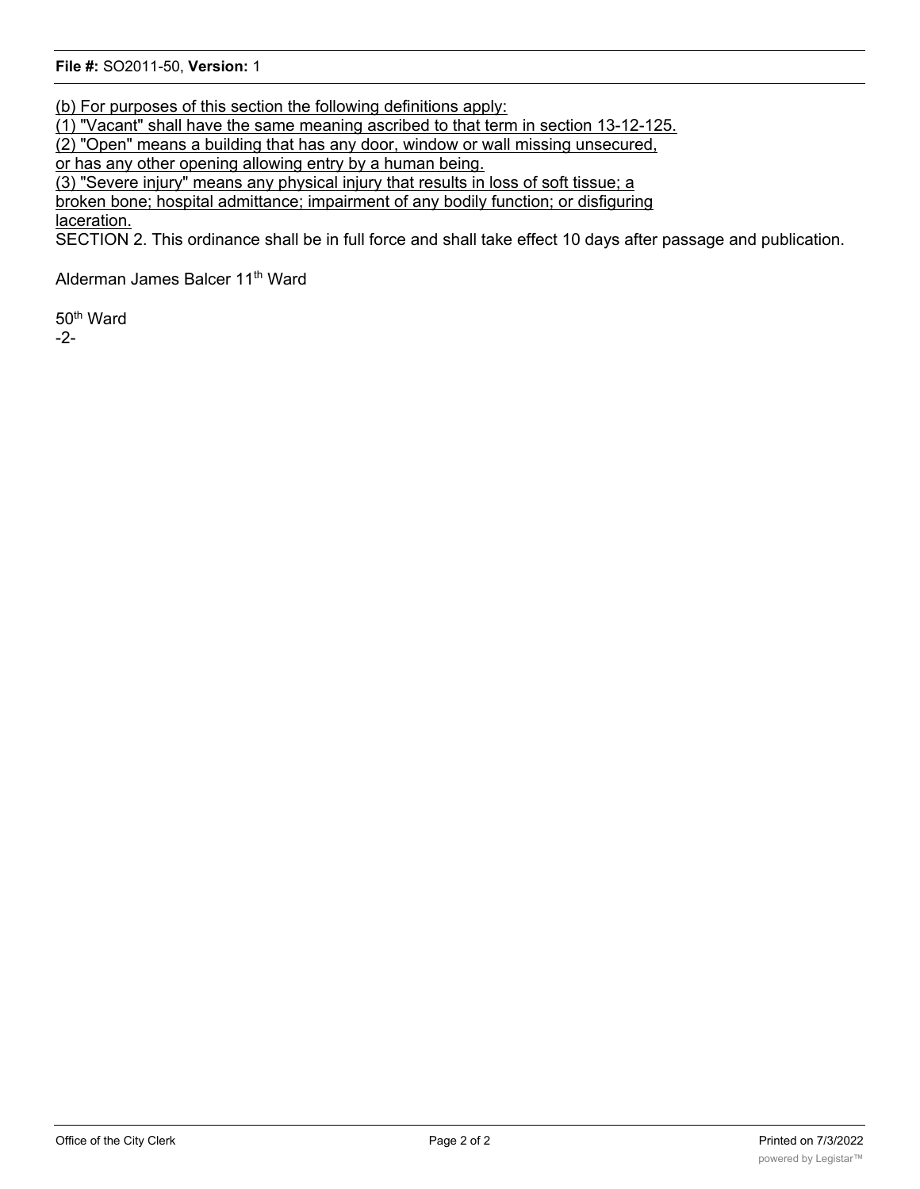(b) For purposes of this section the following definitions apply:
(1) "Vacant" shall have the same meaning ascribed to that term in section 13-12-125.
(2) "Open" means a building that has any door, window or wall missing unsecured, or has any other opening allowing entry by a human being.
(3) "Severe injury" means any physical injury that results in loss of soft tissue; a broken bone; hospital admittance; impairment of any bodily function; or disfiguring laceration.

SECTION 2. This ordinance shall be in full force and shall take effect 10 days after passage and publication.

Alderman James Balcer 11th Ward

50th Ward